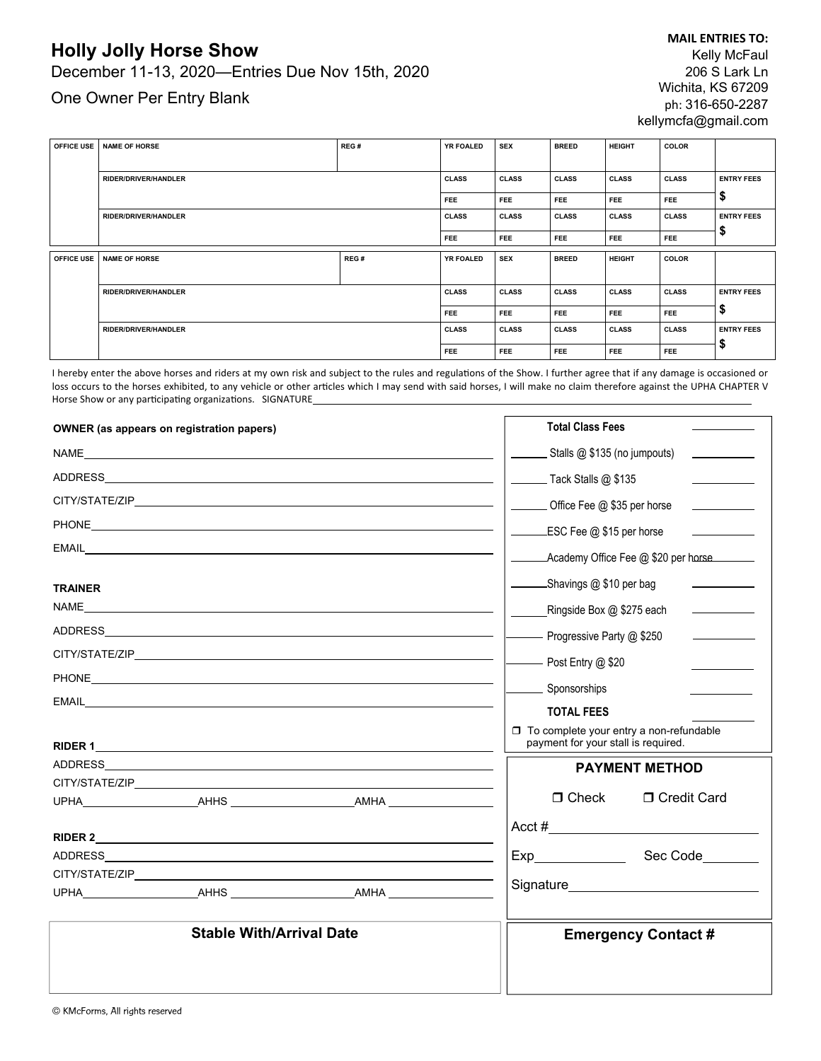# Holly Jolly Horse Show

December 11-13, 2020—Entries Due Nov 15th, 2020

One Owner Per Entry Blank

**MAIL ENTRIES TO:**
Kelly McFaul
206 S Lark Ln
Wichita, KS 67209
ph: 316-650-2287
kellymcfa@gmail.com

| OFFICE USE | NAME OF HORSE | REG # | YR FOALED | SEX | BREED | HEIGHT | COLOR | |
|---|---|---|---|---|---|---|---|---|
| | RIDER/DRIVER/HANDLER | | CLASS | CLASS | CLASS | CLASS | CLASS | ENTRY FEES |
| | | | FEE | FEE | FEE | FEE | FEE | $ |
| | RIDER/DRIVER/HANDLER | | CLASS | CLASS | CLASS | CLASS | CLASS | ENTRY FEES |
| | | | FEE | FEE | FEE | FEE | FEE | $ |

| OFFICE USE | NAME OF HORSE | REG # | YR FOALED | SEX | BREED | HEIGHT | COLOR | |
|---|---|---|---|---|---|---|---|---|
| | RIDER/DRIVER/HANDLER | | CLASS | CLASS | CLASS | CLASS | CLASS | ENTRY FEES |
| | | | FEE | FEE | FEE | FEE | FEE | $ |
| | RIDER/DRIVER/HANDLER | | CLASS | CLASS | CLASS | CLASS | CLASS | ENTRY FEES |
| | | | FEE | FEE | FEE | FEE | FEE | $ |

I hereby enter the above horses and riders at my own risk and subject to the rules and regulations of the Show. I further agree that if any damage is occasioned or loss occurs to the horses exhibited, to any vehicle or other articles which I may send with said horses, I will make no claim therefore against the UPHA CHAPTER V Horse Show or any participating organizations. SIGNATURE________________________________

**OWNER (as appears on registration papers)**

NAME________________________________

ADDRESS________________________________

CITY/STATE/ZIP________________________________

PHONE________________________________

EMAIL________________________________

**TRAINER**

NAME________________________________

ADDRESS________________________________

CITY/STATE/ZIP________________________________

PHONE________________________________

EMAIL________________________________

**RIDER 1**________________________________

ADDRESS________________________________

CITY/STATE/ZIP________________________________

UPHA__________ AHHS__________ AMHA__________

**RIDER 2**________________________________

ADDRESS________________________________

CITY/STATE/ZIP________________________________

UPHA__________ AHHS__________ AMHA__________

| | **Total Class Fees** | |
|---|---|---|
| ______ | Stalls @ $135 (no jumpouts) | ______ |
| ______ | Tack Stalls @ $135 | ______ |
| ______ | Office Fee @ $35 per horse | ______ |
| ______ | ESC Fee @ $15 per horse | ______ |
| ______ | Academy Office Fee @ $20 per horse | ______ |
| ______ | Shavings @ $10 per bag | ______ |
| ______ | Ringside Box @ $275 each | ______ |
| ______ | Progressive Party @ $250 | ______ |
| ______ | Post Entry @ $20 | ______ |
| ______ | Sponsorships | ______ |
| | **TOTAL FEES** | ______ |

❒ To complete your entry a non-refundable payment for your stall is required.

**PAYMENT METHOD**

❒ Check ❒ Credit Card

Acct #________________________________

Exp__________ Sec Code__________

Signature________________________________

**Stable With/Arrival Date**

**Emergency Contact #**

© KMcForms, All rights reserved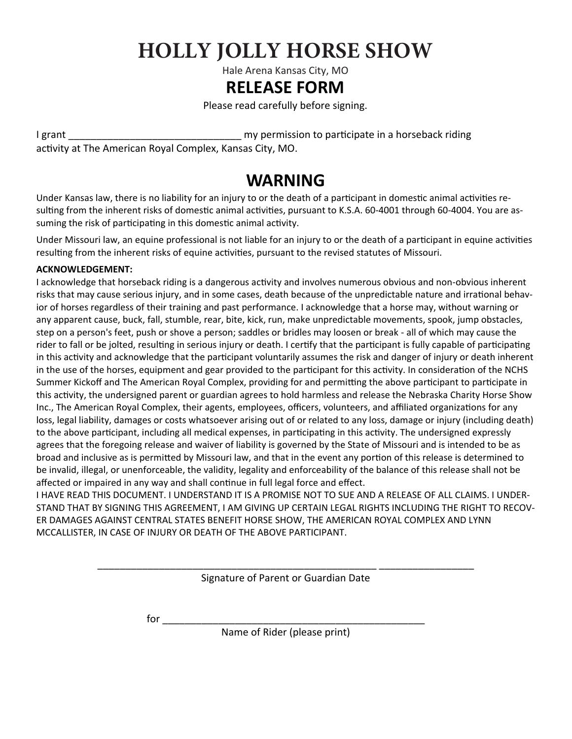# HOLLY JOLLY HORSE SHOW

Hale Arena Kansas City, MO

## RELEASE FORM

Please read carefully before signing.

I grant _______________________________ my permission to participate in a horseback riding activity at The American Royal Complex, Kansas City, MO.

## WARNING

Under Kansas law, there is no liability for an injury to or the death of a participant in domestic animal activities resulting from the inherent risks of domestic animal activities, pursuant to K.S.A. 60-4001 through 60-4004. You are assuming the risk of participating in this domestic animal activity.

Under Missouri law, an equine professional is not liable for an injury to or the death of a participant in equine activities resulting from the inherent risks of equine activities, pursuant to the revised statutes of Missouri.

**ACKNOWLEDGEMENT:**

I acknowledge that horseback riding is a dangerous activity and involves numerous obvious and non-obvious inherent risks that may cause serious injury, and in some cases, death because of the unpredictable nature and irrational behavior of horses regardless of their training and past performance. I acknowledge that a horse may, without warning or any apparent cause, buck, fall, stumble, rear, bite, kick, run, make unpredictable movements, spook, jump obstacles, step on a person's feet, push or shove a person; saddles or bridles may loosen or break - all of which may cause the rider to fall or be jolted, resulting in serious injury or death. I certify that the participant is fully capable of participating in this activity and acknowledge that the participant voluntarily assumes the risk and danger of injury or death inherent in the use of the horses, equipment and gear provided to the participant for this activity. In consideration of the NCHS Summer Kickoff and The American Royal Complex, providing for and permitting the above participant to participate in this activity, the undersigned parent or guardian agrees to hold harmless and release the Nebraska Charity Horse Show Inc., The American Royal Complex, their agents, employees, officers, volunteers, and affiliated organizations for any loss, legal liability, damages or costs whatsoever arising out of or related to any loss, damage or injury (including death) to the above participant, including all medical expenses, in participating in this activity. The undersigned expressly agrees that the foregoing release and waiver of liability is governed by the State of Missouri and is intended to be as broad and inclusive as is permitted by Missouri law, and that in the event any portion of this release is determined to be invalid, illegal, or unenforceable, the validity, legality and enforceability of the balance of this release shall not be affected or impaired in any way and shall continue in full legal force and effect.

I HAVE READ THIS DOCUMENT. I UNDERSTAND IT IS A PROMISE NOT TO SUE AND A RELEASE OF ALL CLAIMS. I UNDERSTAND THAT BY SIGNING THIS AGREEMENT, I AM GIVING UP CERTAIN LEGAL RIGHTS INCLUDING THE RIGHT TO RECOVER DAMAGES AGAINST CENTRAL STATES BENEFIT HORSE SHOW, THE AMERICAN ROYAL COMPLEX AND LYNN MCCALLISTER, IN CASE OF INJURY OR DEATH OF THE ABOVE PARTICIPANT.

_____________________________________________________ _________________

Signature of Parent or Guardian Date

for _________________________________________________

Name of Rider (please print)